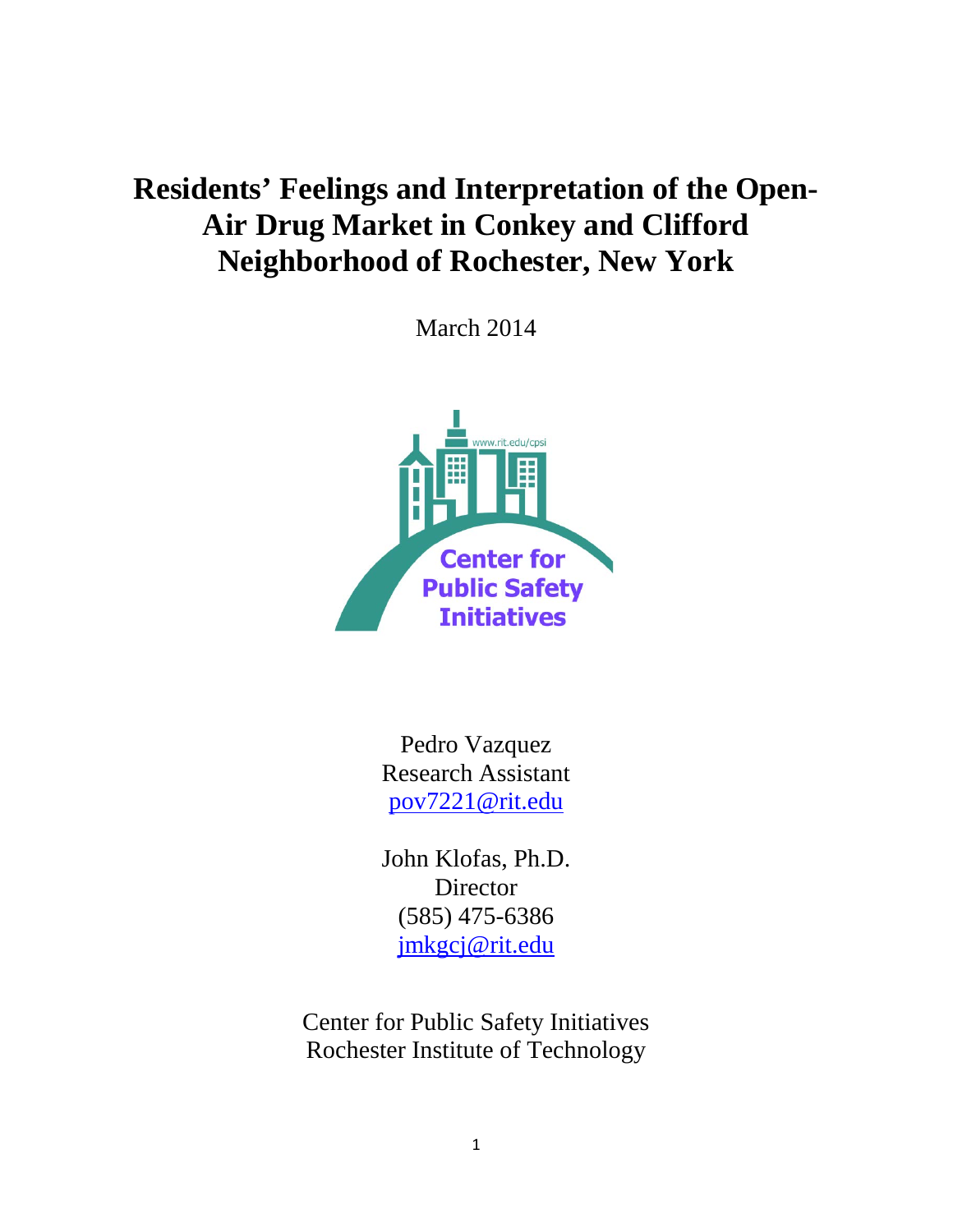# Residents' Feelings and Interpretation of the Open-Air Drug Market in Conkey and Clifford Neighborhood of Rochester, New York

March 2014

www.rit.edu/cpsi

Center for Public Safety Initiatives

Pedro Vazquez
Research Assistant
pov7221@rit.edu

John Klofas, Ph.D.
Director
(585) 475-6386
jmkgcj@rit.edu

Center for Public Safety Initiatives
Rochester Institute of Technology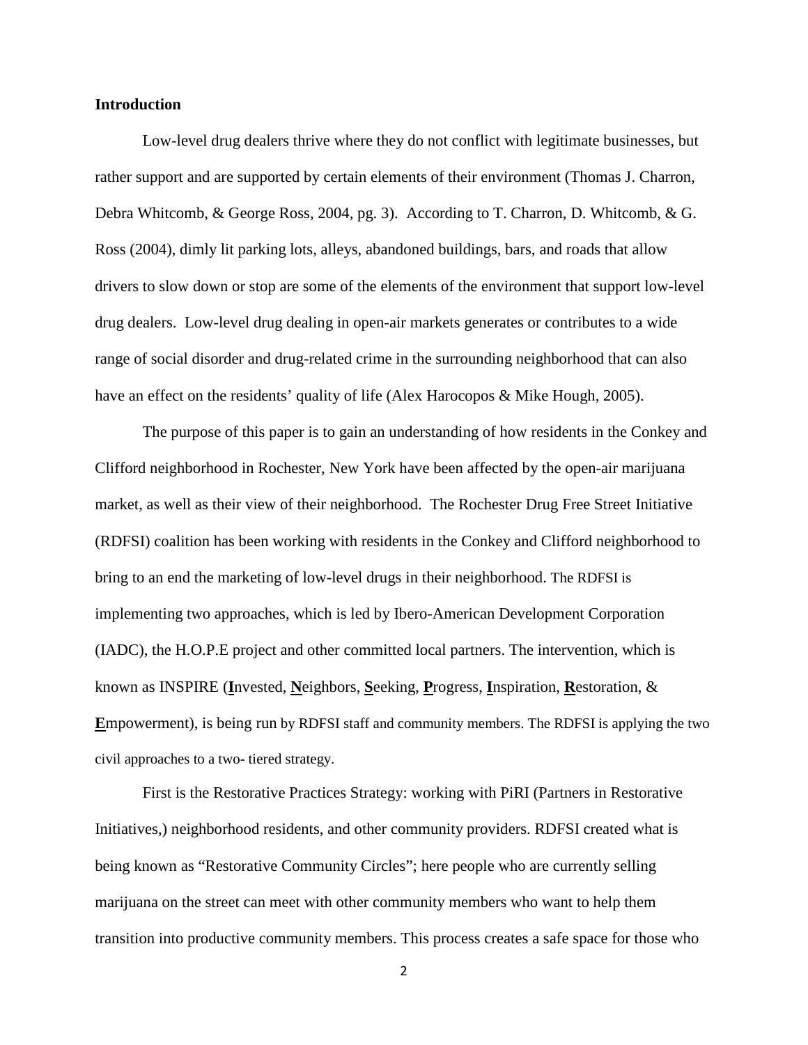**Introduction**

Low-level drug dealers thrive where they do not conflict with legitimate businesses, but rather support and are supported by certain elements of their environment (Thomas J. Charron, Debra Whitcomb, & George Ross, 2004, pg. 3). According to T. Charron, D. Whitcomb, & G. Ross (2004), dimly lit parking lots, alleys, abandoned buildings, bars, and roads that allow drivers to slow down or stop are some of the elements of the environment that support low-level drug dealers. Low-level drug dealing in open-air markets generates or contributes to a wide range of social disorder and drug-related crime in the surrounding neighborhood that can also have an effect on the residents' quality of life (Alex Harocopos & Mike Hough, 2005).

The purpose of this paper is to gain an understanding of how residents in the Conkey and Clifford neighborhood in Rochester, New York have been affected by the open-air marijuana market, as well as their view of their neighborhood. The Rochester Drug Free Street Initiative (RDFSI) coalition has been working with residents in the Conkey and Clifford neighborhood to bring to an end the marketing of low-level drugs in their neighborhood. The RDFSI is implementing two approaches, which is led by Ibero-American Development Corporation (IADC), the H.O.P.E project and other committed local partners. The intervention, which is known as INSPIRE (**I**nvested, **N**eighbors, **S**eeking, **P**rogress, **I**nspiration, **R**estoration, & **E**mpowerment), is being run by RDFSI staff and community members. The RDFSI is applying the two civil approaches to a two- tiered strategy.

First is the Restorative Practices Strategy: working with PiRI (Partners in Restorative Initiatives,) neighborhood residents, and other community providers. RDFSI created what is being known as "Restorative Community Circles"; here people who are currently selling marijuana on the street can meet with other community members who want to help them transition into productive community members. This process creates a safe space for those who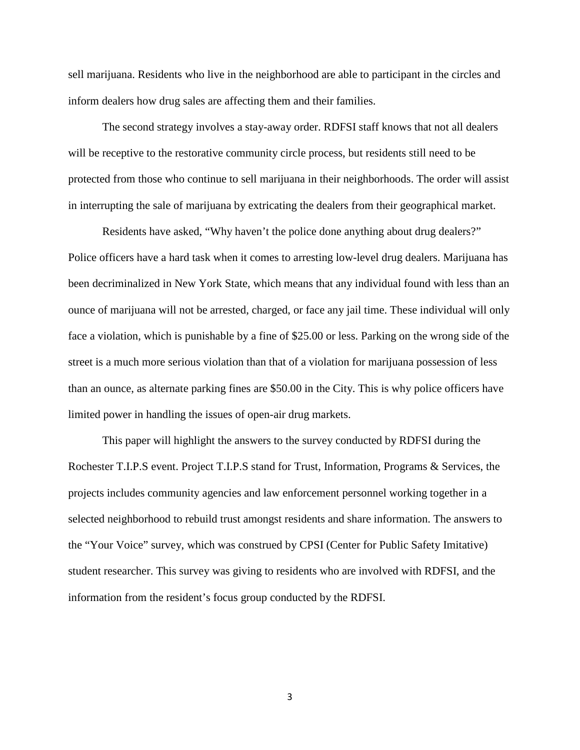sell marijuana. Residents who live in the neighborhood are able to participant in the circles and inform dealers how drug sales are affecting them and their families.

The second strategy involves a stay-away order. RDFSI staff knows that not all dealers will be receptive to the restorative community circle process, but residents still need to be protected from those who continue to sell marijuana in their neighborhoods. The order will assist in interrupting the sale of marijuana by extricating the dealers from their geographical market.

Residents have asked, "Why haven't the police done anything about drug dealers?" Police officers have a hard task when it comes to arresting low-level drug dealers. Marijuana has been decriminalized in New York State, which means that any individual found with less than an ounce of marijuana will not be arrested, charged, or face any jail time. These individual will only face a violation, which is punishable by a fine of $25.00 or less. Parking on the wrong side of the street is a much more serious violation than that of a violation for marijuana possession of less than an ounce, as alternate parking fines are $50.00 in the City. This is why police officers have limited power in handling the issues of open-air drug markets.

This paper will highlight the answers to the survey conducted by RDFSI during the Rochester T.I.P.S event. Project T.I.P.S stand for Trust, Information, Programs & Services, the projects includes community agencies and law enforcement personnel working together in a selected neighborhood to rebuild trust amongst residents and share information. The answers to the "Your Voice" survey, which was construed by CPSI (Center for Public Safety Imitative) student researcher. This survey was giving to residents who are involved with RDFSI, and the information from the resident's focus group conducted by the RDFSI.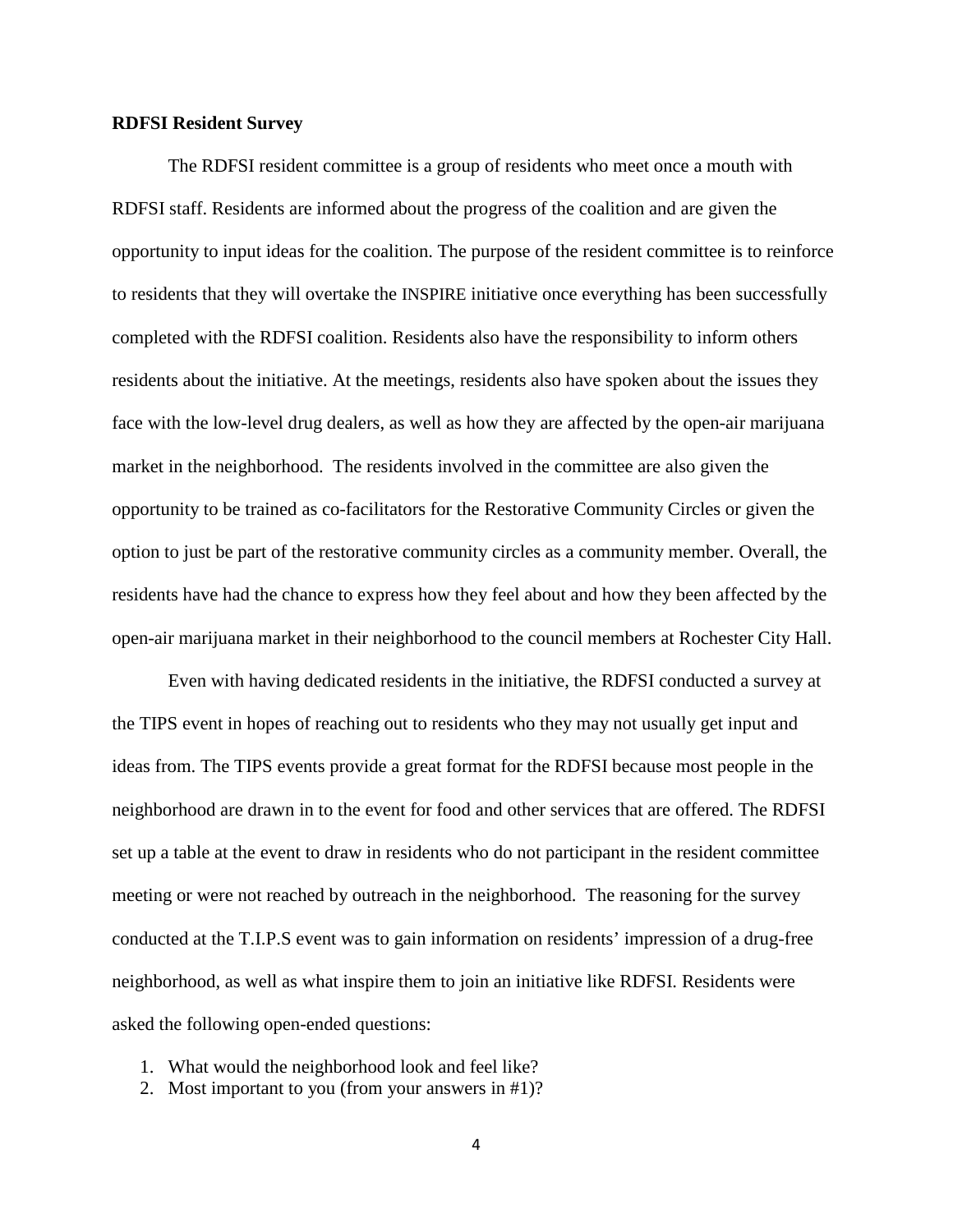**RDFSI Resident Survey**

The RDFSI resident committee is a group of residents who meet once a mouth with RDFSI staff. Residents are informed about the progress of the coalition and are given the opportunity to input ideas for the coalition. The purpose of the resident committee is to reinforce to residents that they will overtake the INSPIRE initiative once everything has been successfully completed with the RDFSI coalition. Residents also have the responsibility to inform others residents about the initiative. At the meetings, residents also have spoken about the issues they face with the low-level drug dealers, as well as how they are affected by the open-air marijuana market in the neighborhood. The residents involved in the committee are also given the opportunity to be trained as co-facilitators for the Restorative Community Circles or given the option to just be part of the restorative community circles as a community member. Overall, the residents have had the chance to express how they feel about and how they been affected by the open-air marijuana market in their neighborhood to the council members at Rochester City Hall.

Even with having dedicated residents in the initiative, the RDFSI conducted a survey at the TIPS event in hopes of reaching out to residents who they may not usually get input and ideas from. The TIPS events provide a great format for the RDFSI because most people in the neighborhood are drawn in to the event for food and other services that are offered. The RDFSI set up a table at the event to draw in residents who do not participant in the resident committee meeting or were not reached by outreach in the neighborhood. The reasoning for the survey conducted at the T.I.P.S event was to gain information on residents' impression of a drug-free neighborhood, as well as what inspire them to join an initiative like RDFSI. Residents were asked the following open-ended questions:

1. What would the neighborhood look and feel like?
2. Most important to you (from your answers in #1)?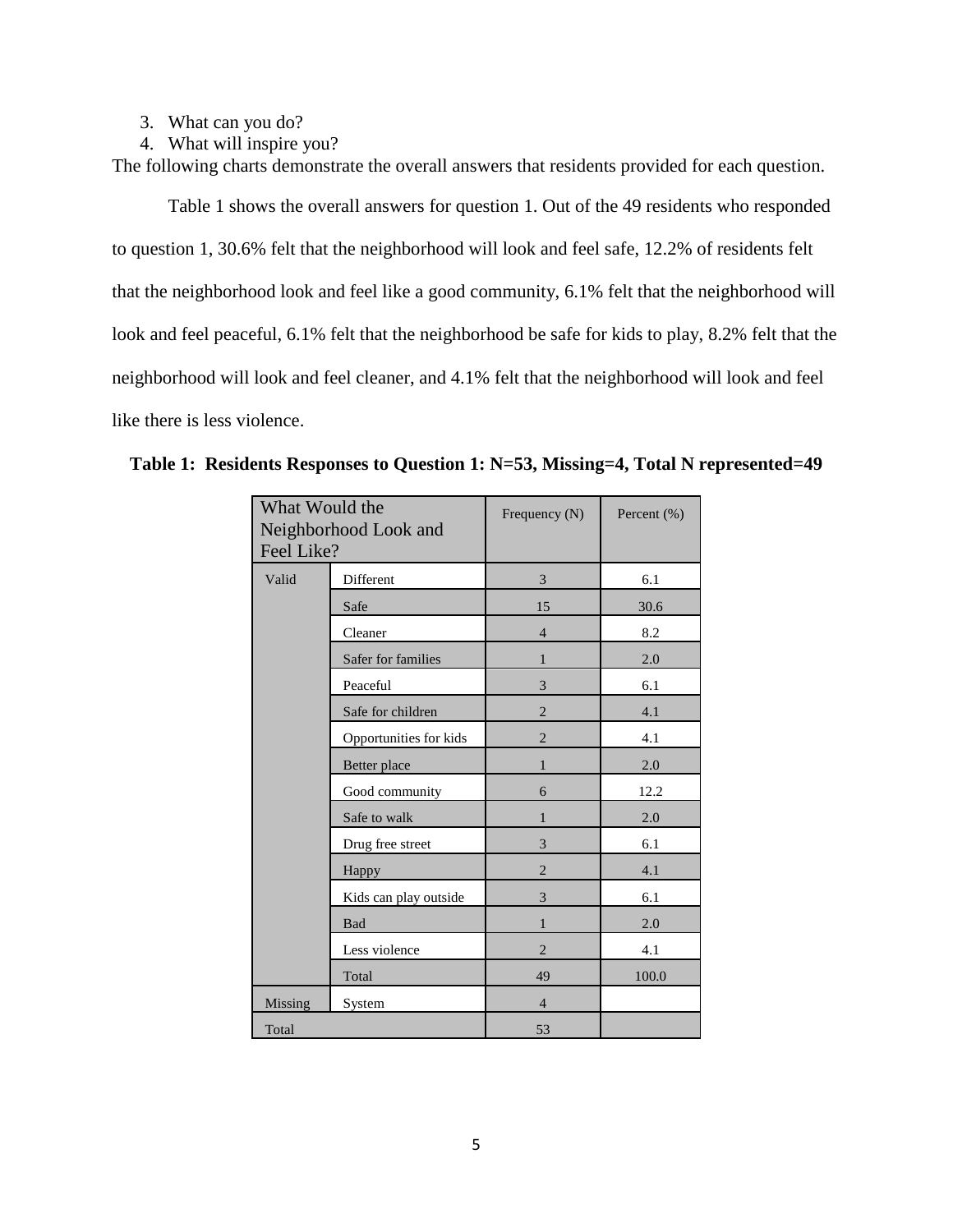3. What can you do?
4. What will inspire you?

The following charts demonstrate the overall answers that residents provided for each question.

Table 1 shows the overall answers for question 1. Out of the 49 residents who responded to question 1, 30.6% felt that the neighborhood will look and feel safe, 12.2% of residents felt that the neighborhood look and feel like a good community, 6.1% felt that the neighborhood will look and feel peaceful, 6.1% felt that the neighborhood be safe for kids to play, 8.2% felt that the neighborhood will look and feel cleaner, and 4.1% felt that the neighborhood will look and feel like there is less violence.

**Table 1: Residents Responses to Question 1: N=53, Missing=4, Total N represented=49**

| What Would the Neighborhood Look and Feel Like? | | Frequency (N) | Percent (%) |
|---|---|---|---|
| Valid | Different | 3 | 6.1 |
| | Safe | 15 | 30.6 |
| | Cleaner | 4 | 8.2 |
| | Safer for families | 1 | 2.0 |
| | Peaceful | 3 | 6.1 |
| | Safe for children | 2 | 4.1 |
| | Opportunities for kids | 2 | 4.1 |
| | Better place | 1 | 2.0 |
| | Good community | 6 | 12.2 |
| | Safe to walk | 1 | 2.0 |
| | Drug free street | 3 | 6.1 |
| | Happy | 2 | 4.1 |
| | Kids can play outside | 3 | 6.1 |
| | Bad | 1 | 2.0 |
| | Less violence | 2 | 4.1 |
| | Total | 49 | 100.0 |
| Missing | System | 4 | |
| Total | | 53 | |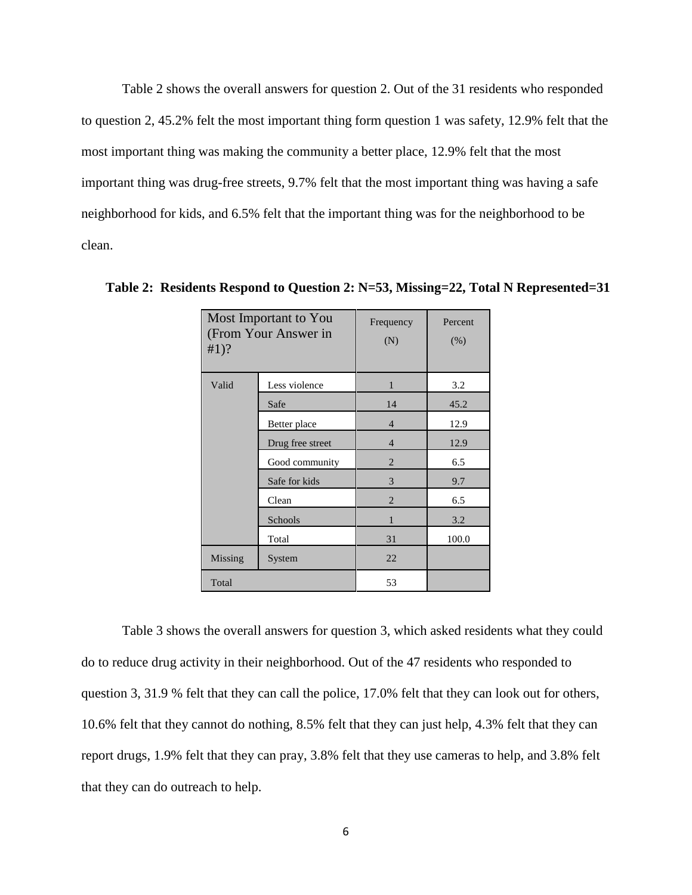Table 2 shows the overall answers for question 2. Out of the 31 residents who responded to question 2, 45.2% felt the most important thing form question 1 was safety, 12.9% felt that the most important thing was making the community a better place, 12.9% felt that the most important thing was drug-free streets, 9.7% felt that the most important thing was having a safe neighborhood for kids, and 6.5% felt that the important thing was for the neighborhood to be clean.

**Table 2: Residents Respond to Question 2: N=53, Missing=22, Total N Represented=31**

| Most Important to You (From Your Answer in #1)? | | Frequency (N) | Percent (%) |
|---|---|---|---|
| Valid | Less violence | 1 | 3.2 |
| | Safe | 14 | 45.2 |
| | Better place | 4 | 12.9 |
| | Drug free street | 4 | 12.9 |
| | Good community | 2 | 6.5 |
| | Safe for kids | 3 | 9.7 |
| | Clean | 2 | 6.5 |
| | Schools | 1 | 3.2 |
| | Total | 31 | 100.0 |
| Missing | System | 22 | |
| Total | | 53 | |

Table 3 shows the overall answers for question 3, which asked residents what they could do to reduce drug activity in their neighborhood. Out of the 47 residents who responded to question 3, 31.9 % felt that they can call the police, 17.0% felt that they can look out for others, 10.6% felt that they cannot do nothing, 8.5% felt that they can just help, 4.3% felt that they can report drugs, 1.9% felt that they can pray, 3.8% felt that they use cameras to help, and 3.8% felt that they can do outreach to help.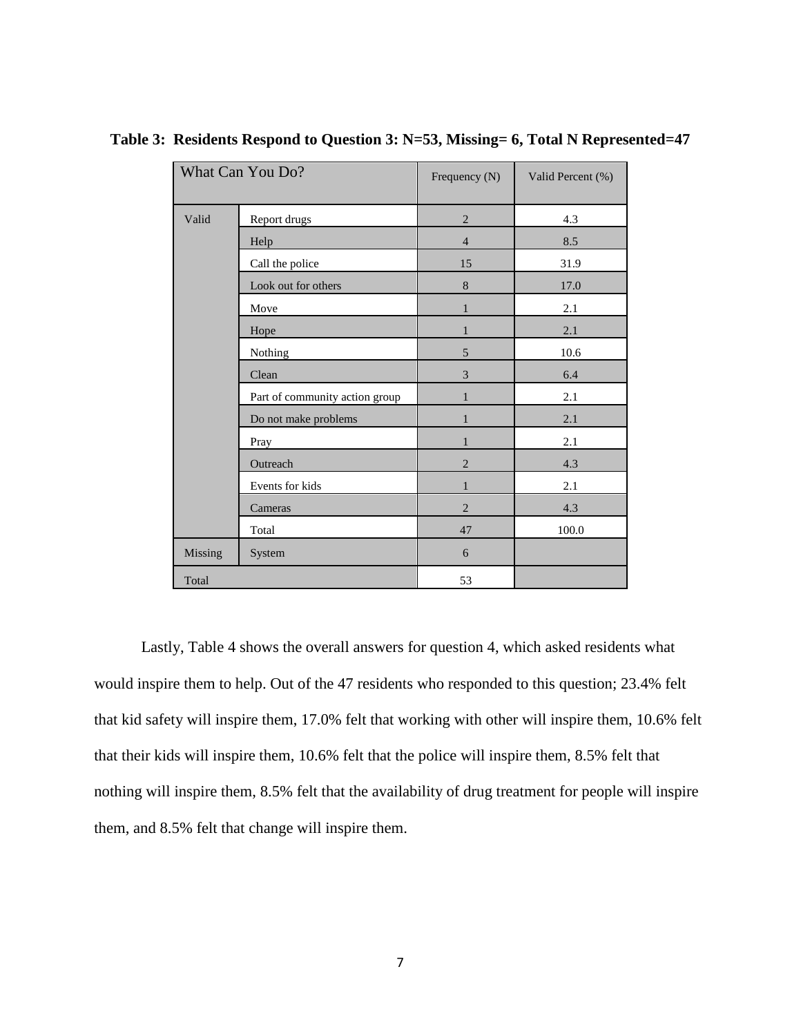**Table 3: Residents Respond to Question 3: N=53, Missing= 6, Total N Represented=47**

| What Can You Do? | | Frequency (N) | Valid Percent (%) |
|---|---|---|---|
| Valid | Report drugs | 2 | 4.3 |
| | Help | 4 | 8.5 |
| | Call the police | 15 | 31.9 |
| | Look out for others | 8 | 17.0 |
| | Move | 1 | 2.1 |
| | Hope | 1 | 2.1 |
| | Nothing | 5 | 10.6 |
| | Clean | 3 | 6.4 |
| | Part of community action group | 1 | 2.1 |
| | Do not make problems | 1 | 2.1 |
| | Pray | 1 | 2.1 |
| | Outreach | 2 | 4.3 |
| | Events for kids | 1 | 2.1 |
| | Cameras | 2 | 4.3 |
| | Total | 47 | 100.0 |
| Missing | System | 6 | |
| Total | | 53 | |

Lastly, Table 4 shows the overall answers for question 4, which asked residents what would inspire them to help. Out of the 47 residents who responded to this question; 23.4% felt that kid safety will inspire them, 17.0% felt that working with other will inspire them, 10.6% felt that their kids will inspire them, 10.6% felt that the police will inspire them, 8.5% felt that nothing will inspire them, 8.5% felt that the availability of drug treatment for people will inspire them, and 8.5% felt that change will inspire them.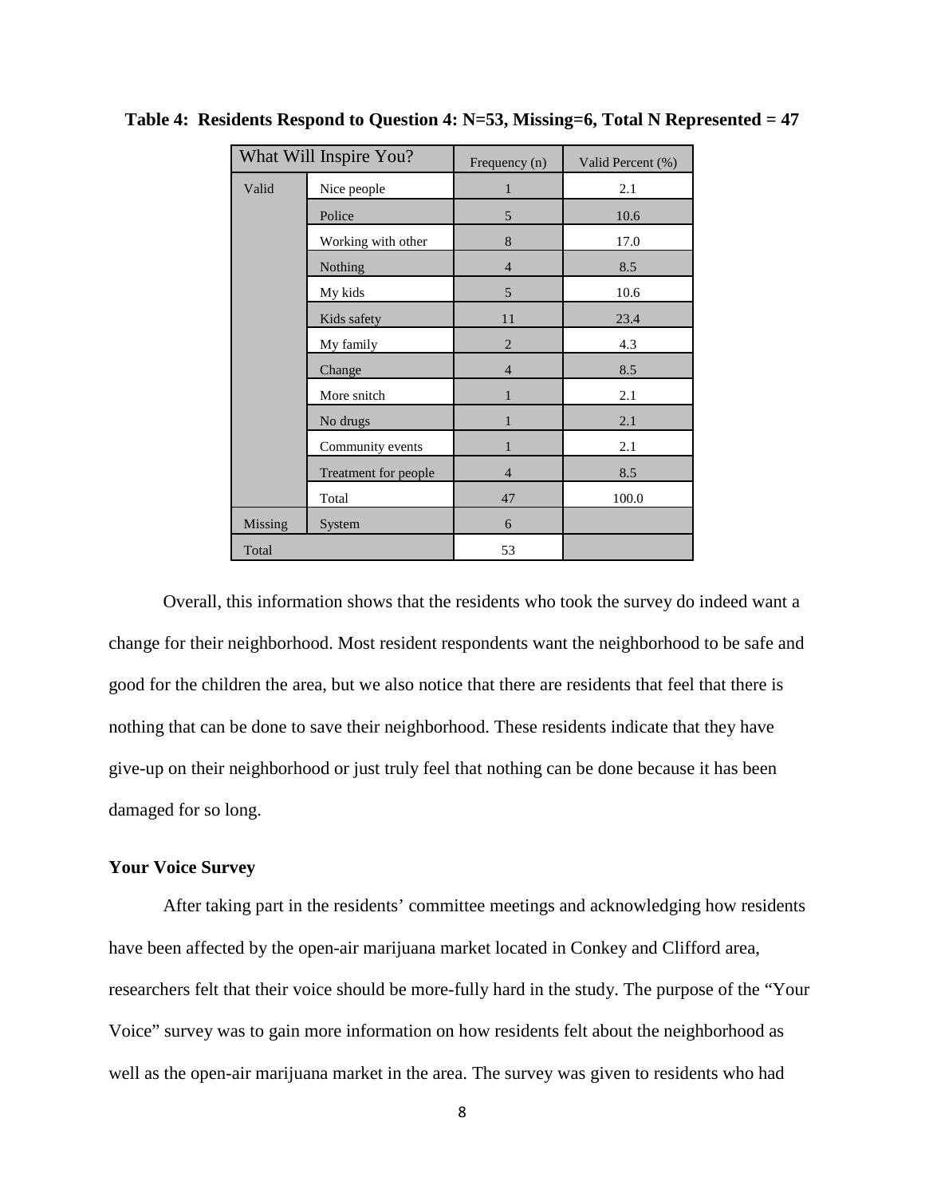**Table 4: Residents Respond to Question 4: N=53, Missing=6, Total N Represented = 47**

| What Will Inspire You? | | Frequency (n) | Valid Percent (%) |
|---|---|---|---|
| Valid | Nice people | 1 | 2.1 |
| | Police | 5 | 10.6 |
| | Working with other | 8 | 17.0 |
| | Nothing | 4 | 8.5 |
| | My kids | 5 | 10.6 |
| | Kids safety | 11 | 23.4 |
| | My family | 2 | 4.3 |
| | Change | 4 | 8.5 |
| | More snitch | 1 | 2.1 |
| | No drugs | 1 | 2.1 |
| | Community events | 1 | 2.1 |
| | Treatment for people | 4 | 8.5 |
| | Total | 47 | 100.0 |
| Missing | System | 6 | |
| Total | | 53 | |

Overall, this information shows that the residents who took the survey do indeed want a change for their neighborhood. Most resident respondents want the neighborhood to be safe and good for the children the area, but we also notice that there are residents that feel that there is nothing that can be done to save their neighborhood. These residents indicate that they have give-up on their neighborhood or just truly feel that nothing can be done because it has been damaged for so long.

**Your Voice Survey**

After taking part in the residents' committee meetings and acknowledging how residents have been affected by the open-air marijuana market located in Conkey and Clifford area, researchers felt that their voice should be more-fully hard in the study. The purpose of the "Your Voice" survey was to gain more information on how residents felt about the neighborhood as well as the open-air marijuana market in the area. The survey was given to residents who had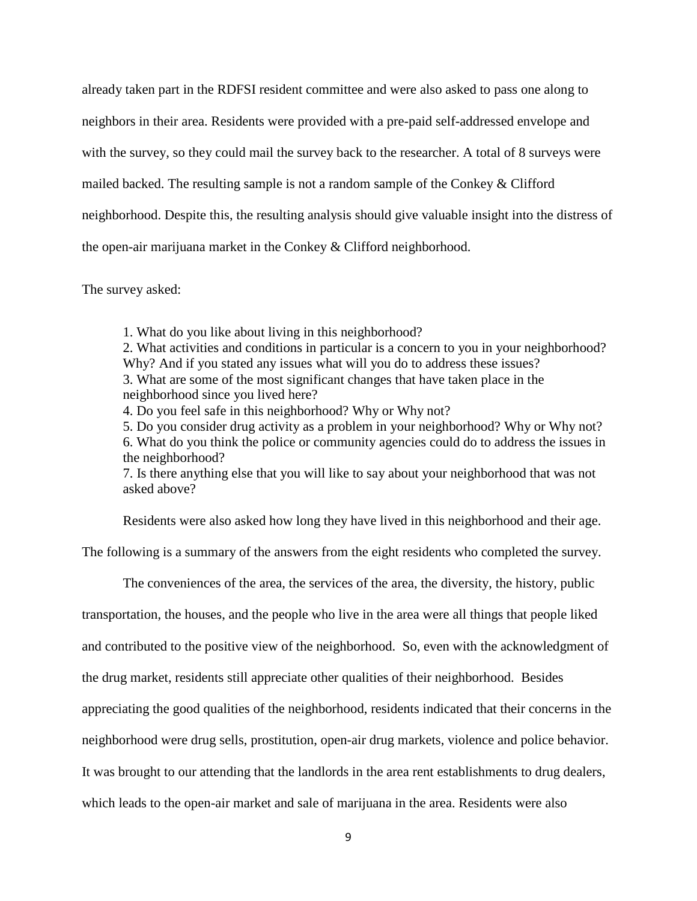already taken part in the RDFSI resident committee and were also asked to pass one along to neighbors in their area. Residents were provided with a pre-paid self-addressed envelope and with the survey, so they could mail the survey back to the researcher. A total of 8 surveys were mailed backed. The resulting sample is not a random sample of the Conkey & Clifford neighborhood. Despite this, the resulting analysis should give valuable insight into the distress of the open-air marijuana market in the Conkey & Clifford neighborhood.

The survey asked:

1. What do you like about living in this neighborhood?
2. What activities and conditions in particular is a concern to you in your neighborhood? Why? And if you stated any issues what will you do to address these issues?
3. What are some of the most significant changes that have taken place in the neighborhood since you lived here?
4. Do you feel safe in this neighborhood? Why or Why not?
5. Do you consider drug activity as a problem in your neighborhood? Why or Why not?
6. What do you think the police or community agencies could do to address the issues in the neighborhood?
7. Is there anything else that you will like to say about your neighborhood that was not asked above?

Residents were also asked how long they have lived in this neighborhood and their age. The following is a summary of the answers from the eight residents who completed the survey.

The conveniences of the area, the services of the area, the diversity, the history, public transportation, the houses, and the people who live in the area were all things that people liked and contributed to the positive view of the neighborhood. So, even with the acknowledgment of the drug market, residents still appreciate other qualities of their neighborhood. Besides appreciating the good qualities of the neighborhood, residents indicated that their concerns in the neighborhood were drug sells, prostitution, open-air drug markets, violence and police behavior. It was brought to our attending that the landlords in the area rent establishments to drug dealers, which leads to the open-air market and sale of marijuana in the area. Residents were also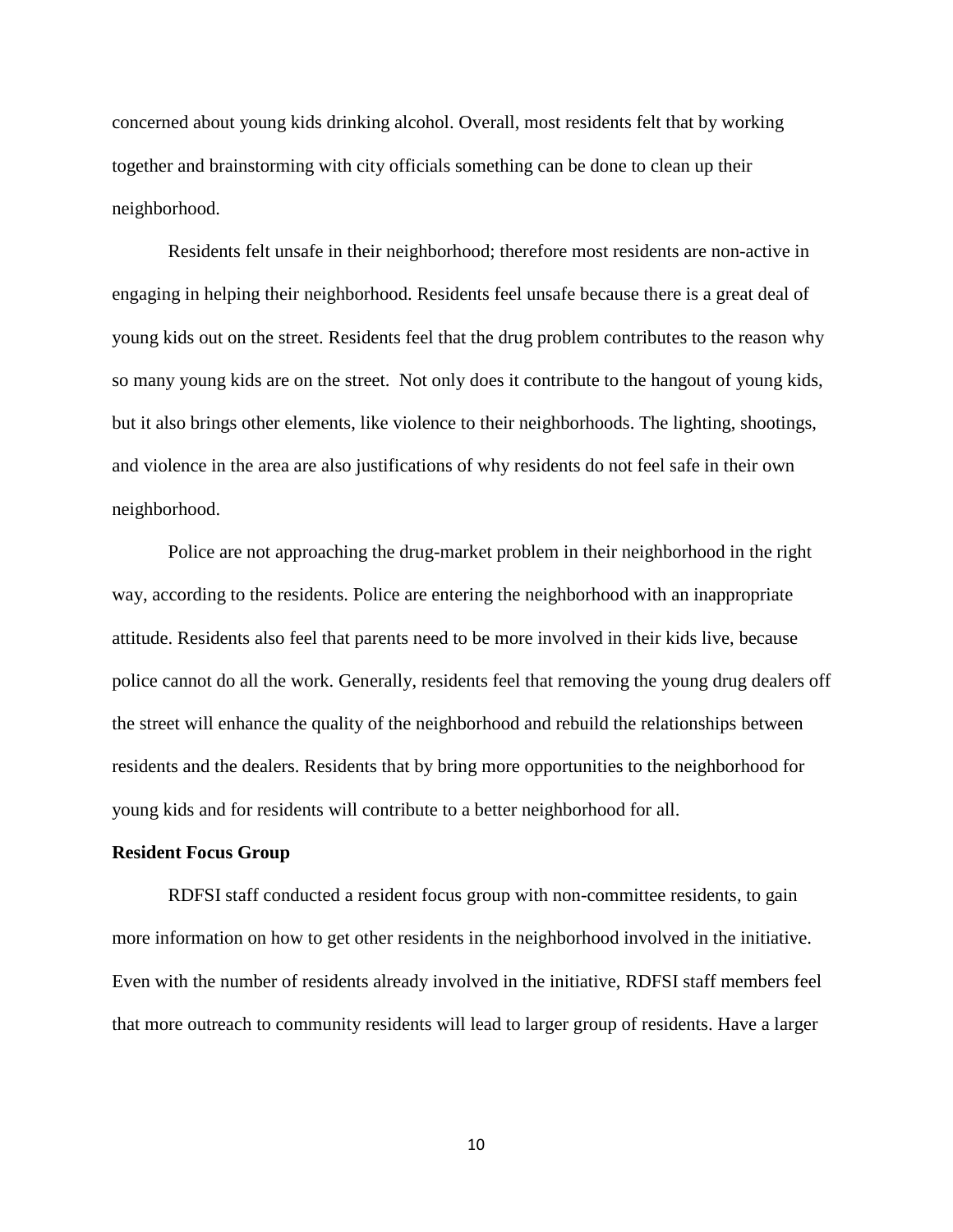concerned about young kids drinking alcohol. Overall, most residents felt that by working together and brainstorming with city officials something can be done to clean up their neighborhood.

Residents felt unsafe in their neighborhood; therefore most residents are non-active in engaging in helping their neighborhood. Residents feel unsafe because there is a great deal of young kids out on the street. Residents feel that the drug problem contributes to the reason why so many young kids are on the street. Not only does it contribute to the hangout of young kids, but it also brings other elements, like violence to their neighborhoods. The lighting, shootings, and violence in the area are also justifications of why residents do not feel safe in their own neighborhood.

Police are not approaching the drug-market problem in their neighborhood in the right way, according to the residents. Police are entering the neighborhood with an inappropriate attitude. Residents also feel that parents need to be more involved in their kids live, because police cannot do all the work. Generally, residents feel that removing the young drug dealers off the street will enhance the quality of the neighborhood and rebuild the relationships between residents and the dealers. Residents that by bring more opportunities to the neighborhood for young kids and for residents will contribute to a better neighborhood for all.

**Resident Focus Group**

RDFSI staff conducted a resident focus group with non-committee residents, to gain more information on how to get other residents in the neighborhood involved in the initiative. Even with the number of residents already involved in the initiative, RDFSI staff members feel that more outreach to community residents will lead to larger group of residents. Have a larger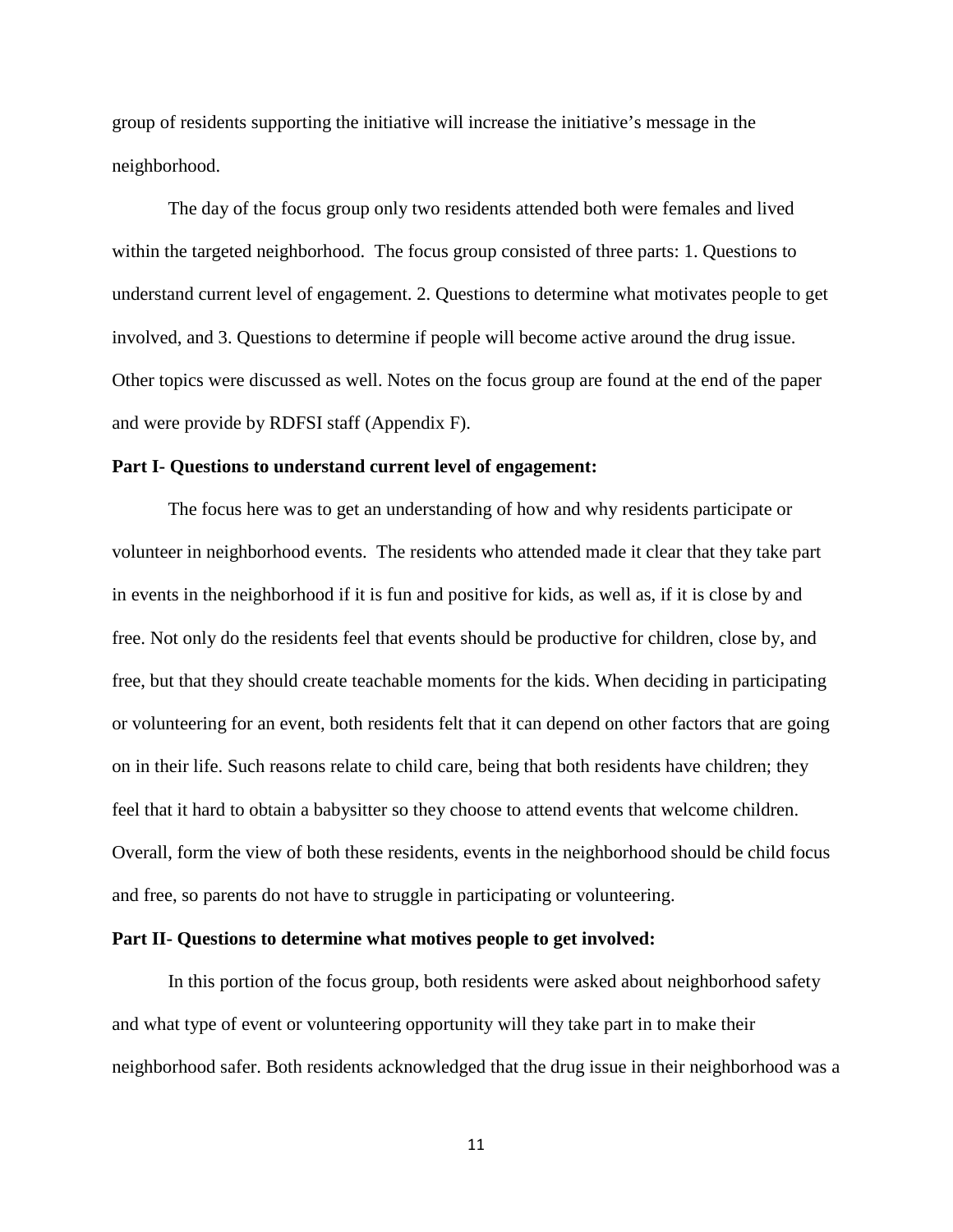group of residents supporting the initiative will increase the initiative's message in the neighborhood.

The day of the focus group only two residents attended both were females and lived within the targeted neighborhood. The focus group consisted of three parts: 1. Questions to understand current level of engagement. 2. Questions to determine what motivates people to get involved, and 3. Questions to determine if people will become active around the drug issue. Other topics were discussed as well. Notes on the focus group are found at the end of the paper and were provide by RDFSI staff (Appendix F).

**Part I- Questions to understand current level of engagement:**

The focus here was to get an understanding of how and why residents participate or volunteer in neighborhood events. The residents who attended made it clear that they take part in events in the neighborhood if it is fun and positive for kids, as well as, if it is close by and free. Not only do the residents feel that events should be productive for children, close by, and free, but that they should create teachable moments for the kids. When deciding in participating or volunteering for an event, both residents felt that it can depend on other factors that are going on in their life. Such reasons relate to child care, being that both residents have children; they feel that it hard to obtain a babysitter so they choose to attend events that welcome children. Overall, form the view of both these residents, events in the neighborhood should be child focus and free, so parents do not have to struggle in participating or volunteering.

**Part II- Questions to determine what motives people to get involved:**

In this portion of the focus group, both residents were asked about neighborhood safety and what type of event or volunteering opportunity will they take part in to make their neighborhood safer. Both residents acknowledged that the drug issue in their neighborhood was a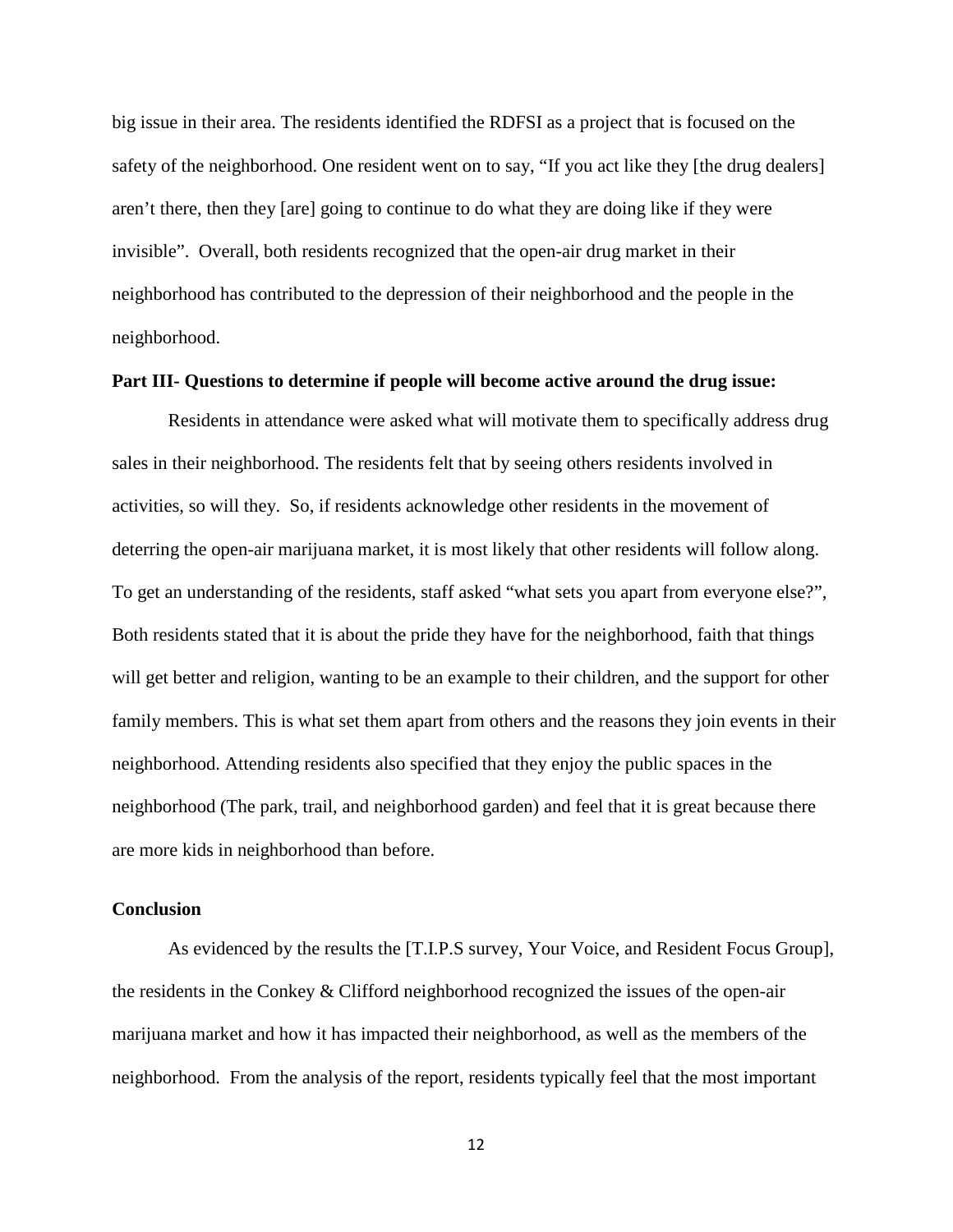big issue in their area. The residents identified the RDFSI as a project that is focused on the safety of the neighborhood. One resident went on to say, "If you act like they [the drug dealers] aren't there, then they [are] going to continue to do what they are doing like if they were invisible". Overall, both residents recognized that the open-air drug market in their neighborhood has contributed to the depression of their neighborhood and the people in the neighborhood.

**Part III- Questions to determine if people will become active around the drug issue:**

Residents in attendance were asked what will motivate them to specifically address drug sales in their neighborhood. The residents felt that by seeing others residents involved in activities, so will they. So, if residents acknowledge other residents in the movement of deterring the open-air marijuana market, it is most likely that other residents will follow along. To get an understanding of the residents, staff asked "what sets you apart from everyone else?", Both residents stated that it is about the pride they have for the neighborhood, faith that things will get better and religion, wanting to be an example to their children, and the support for other family members. This is what set them apart from others and the reasons they join events in their neighborhood. Attending residents also specified that they enjoy the public spaces in the neighborhood (The park, trail, and neighborhood garden) and feel that it is great because there are more kids in neighborhood than before.

**Conclusion**

As evidenced by the results the [T.I.P.S survey, Your Voice, and Resident Focus Group], the residents in the Conkey & Clifford neighborhood recognized the issues of the open-air marijuana market and how it has impacted their neighborhood, as well as the members of the neighborhood. From the analysis of the report, residents typically feel that the most important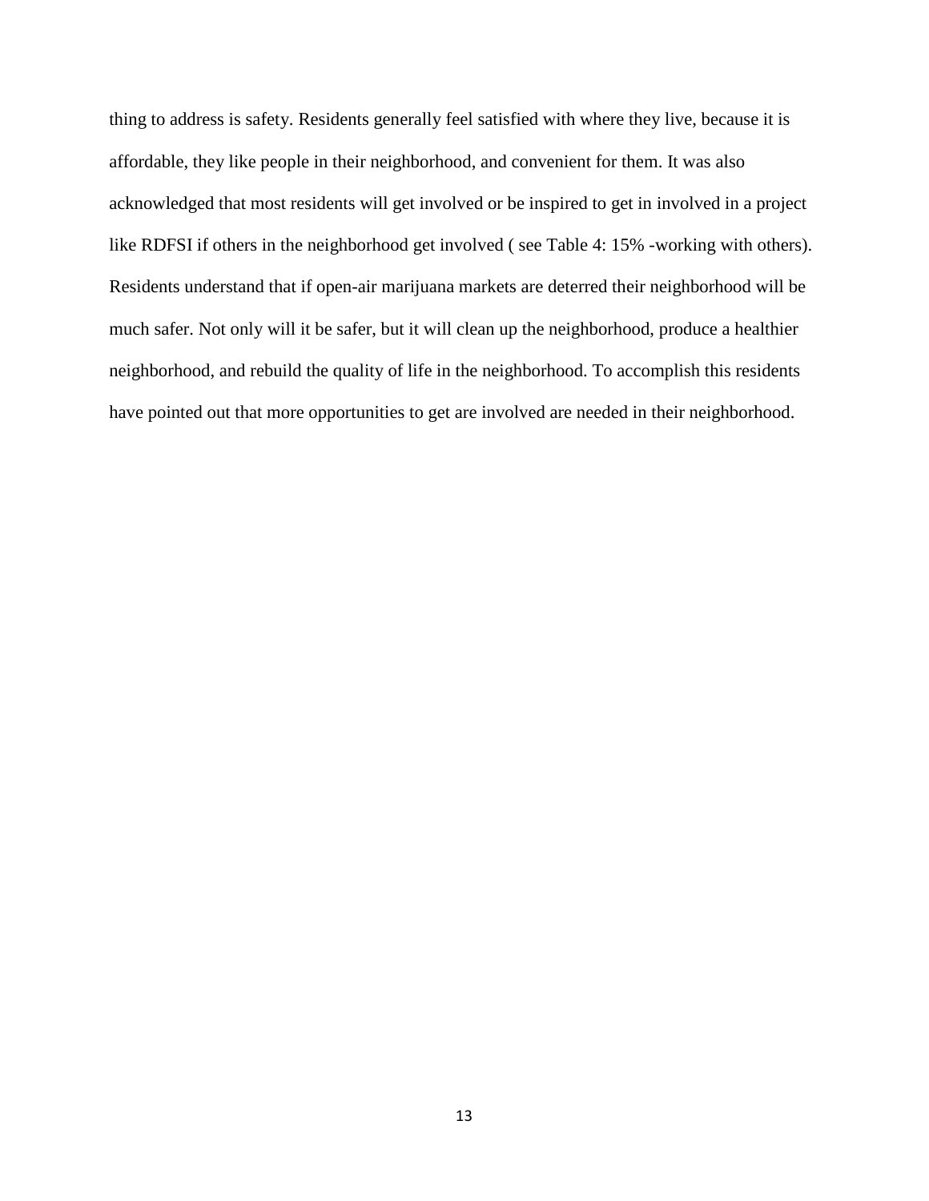thing to address is safety. Residents generally feel satisfied with where they live, because it is affordable, they like people in their neighborhood, and convenient for them. It was also acknowledged that most residents will get involved or be inspired to get in involved in a project like RDFSI if others in the neighborhood get involved ( see Table 4: 15% -working with others). Residents understand that if open-air marijuana markets are deterred their neighborhood will be much safer. Not only will it be safer, but it will clean up the neighborhood, produce a healthier neighborhood, and rebuild the quality of life in the neighborhood. To accomplish this residents have pointed out that more opportunities to get are involved are needed in their neighborhood.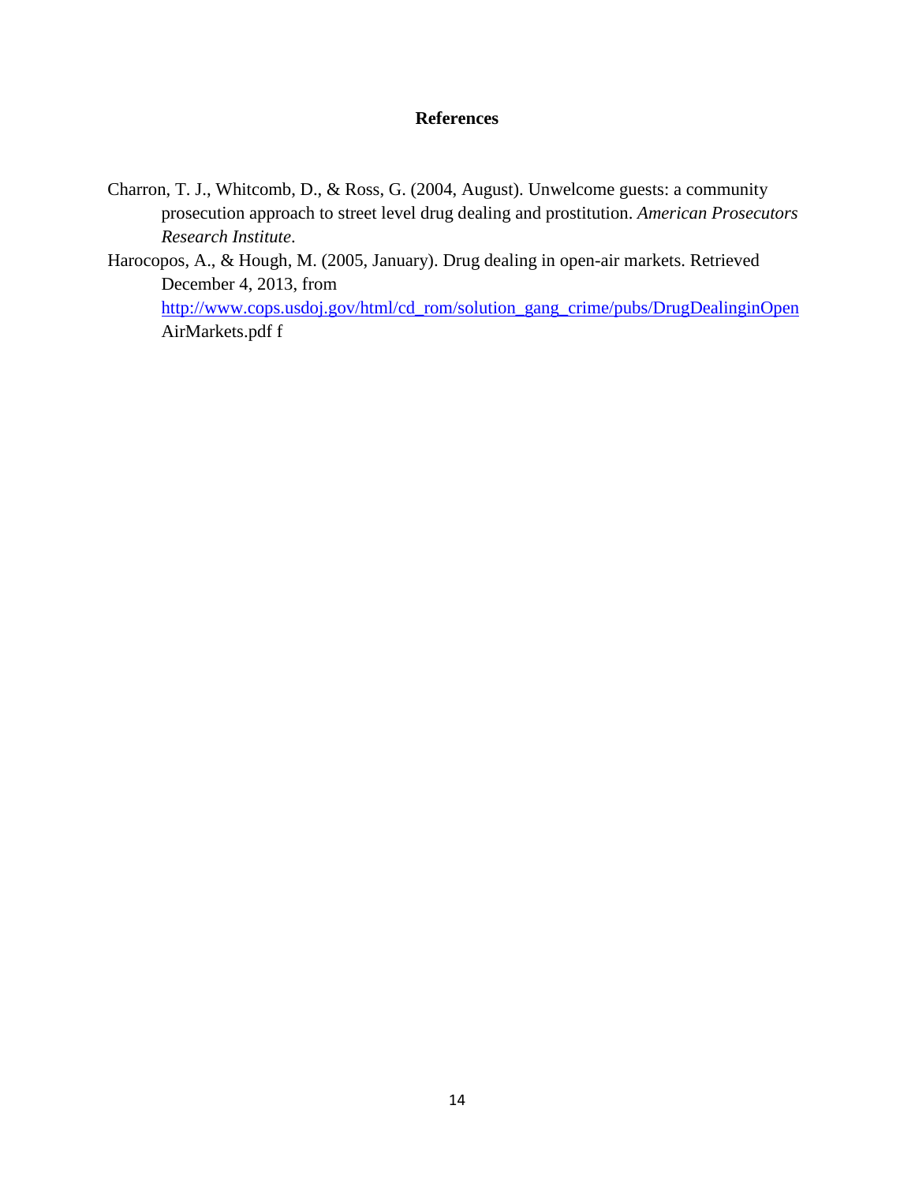# References

Charron, T. J., Whitcomb, D., & Ross, G. (2004, August). Unwelcome guests: a community prosecution approach to street level drug dealing and prostitution. *American Prosecutors Research Institute*.

Harocopos, A., & Hough, M. (2005, January). Drug dealing in open-air markets. Retrieved December 4, 2013, from http://www.cops.usdoj.gov/html/cd_rom/solution_gang_crime/pubs/DrugDealinginOpenAirMarkets.pdf f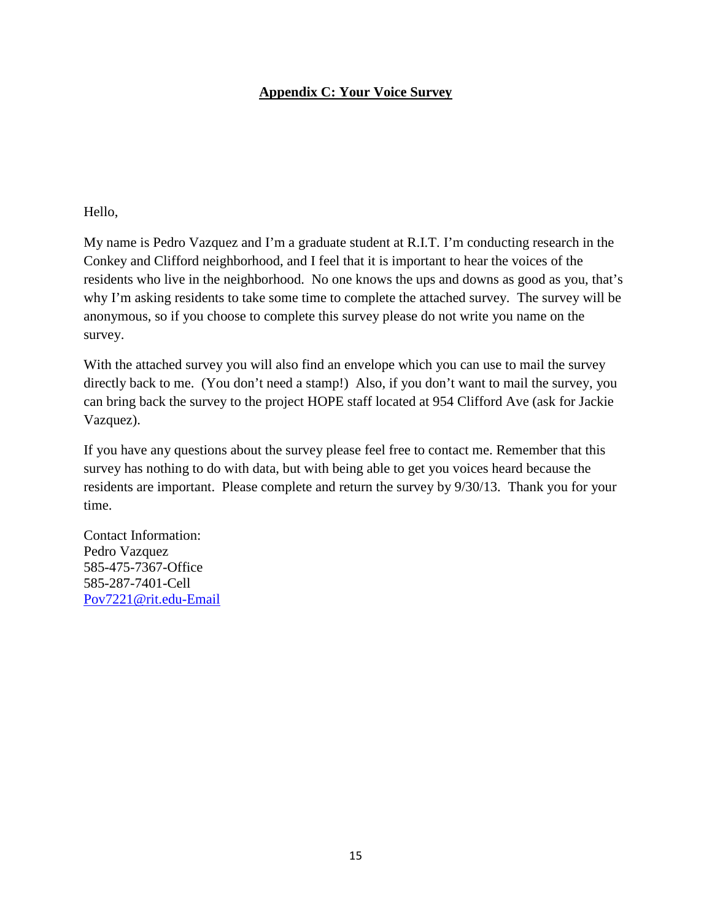## Appendix C: Your Voice Survey

Hello,

My name is Pedro Vazquez and I'm a graduate student at R.I.T. I'm conducting research in the Conkey and Clifford neighborhood, and I feel that it is important to hear the voices of the residents who live in the neighborhood. No one knows the ups and downs as good as you, that's why I'm asking residents to take some time to complete the attached survey. The survey will be anonymous, so if you choose to complete this survey please do not write you name on the survey.

With the attached survey you will also find an envelope which you can use to mail the survey directly back to me. (You don't need a stamp!) Also, if you don't want to mail the survey, you can bring back the survey to the project HOPE staff located at 954 Clifford Ave (ask for Jackie Vazquez).

If you have any questions about the survey please feel free to contact me. Remember that this survey has nothing to do with data, but with being able to get you voices heard because the residents are important. Please complete and return the survey by 9/30/13. Thank you for your time.

Contact Information:
Pedro Vazquez
585-475-7367-Office
585-287-7401-Cell
Pov7221@rit.edu-Email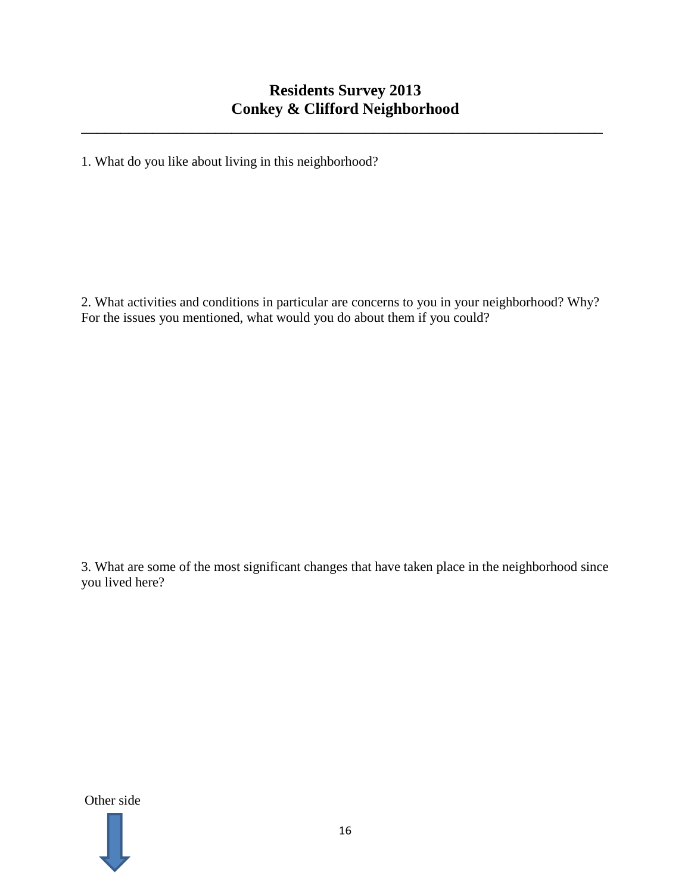# Residents Survey 2013
# Conkey & Clifford Neighborhood

---

1. What do you like about living in this neighborhood?

2. What activities and conditions in particular are concerns to you in your neighborhood? Why? For the issues you mentioned, what would you do about them if you could?

3. What are some of the most significant changes that have taken place in the neighborhood since you lived here?

Other side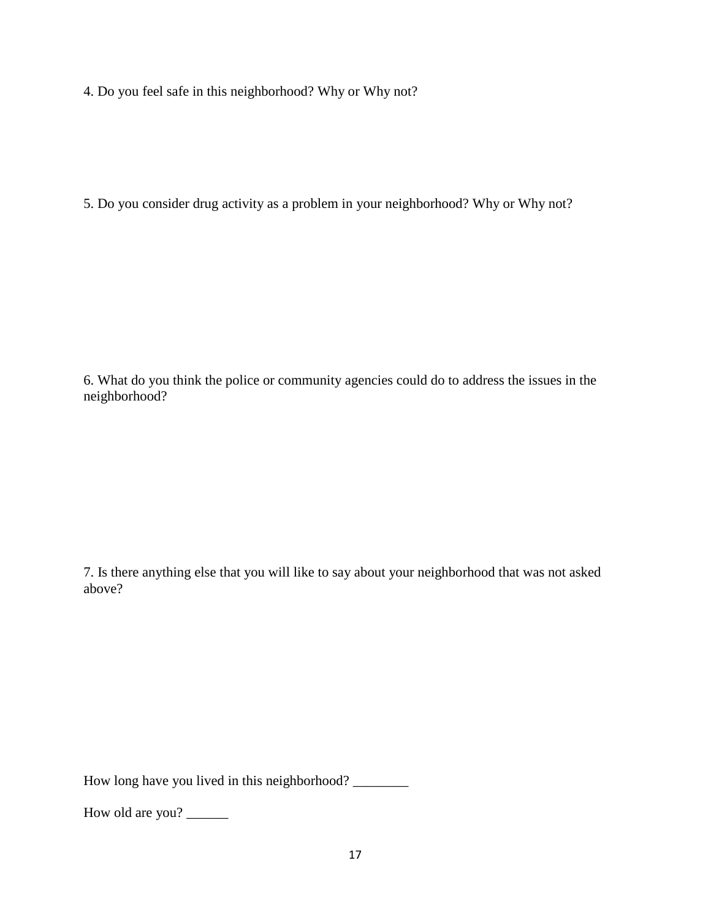4. Do you feel safe in this neighborhood? Why or Why not?

5. Do you consider drug activity as a problem in your neighborhood? Why or Why not?

6. What do you think the police or community agencies could do to address the issues in the neighborhood?

7. Is there anything else that you will like to say about your neighborhood that was not asked above?

How long have you lived in this neighborhood? ________

How old are you? ______